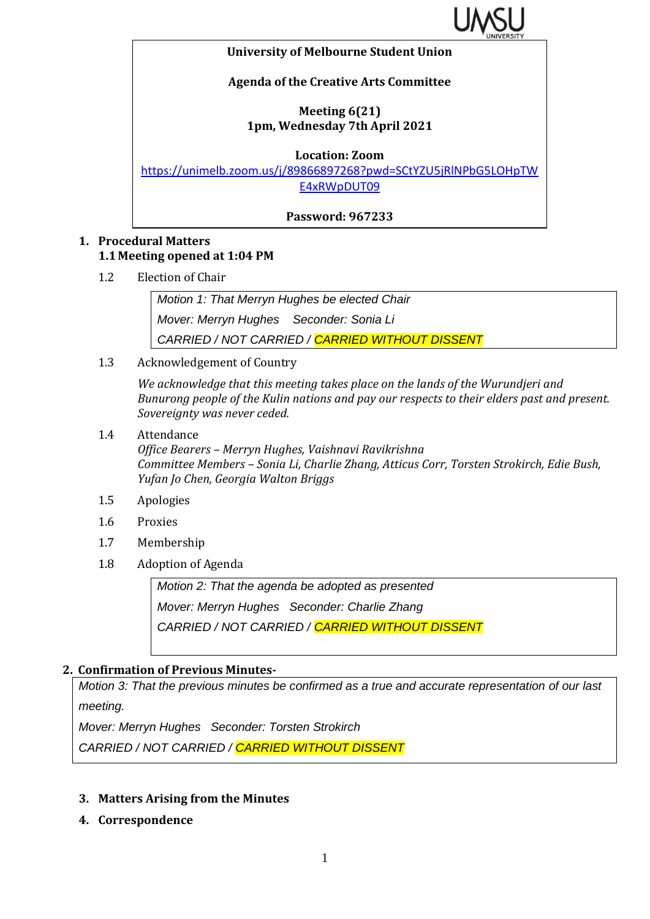**University of Melbourne Student Union**

**Agenda of the Creative Arts Committee**

**Meeting 6(21)**
**1pm, Wednesday 7th April 2021**

**Location: Zoom**
https://unimelb.zoom.us/j/89866897268?pwd=SCtYZU5jRlNPbG5LOHpTWE4xRWpDUT09

**Password: 967233**

1. **Procedural Matters**
   **1.1 Meeting opened at 1:04 PM**

   1.2 Election of Chair

   > *Motion 1: That Merryn Hughes be elected Chair*
   > *Mover: Merryn Hughes   Seconder: Sonia Li*
   > *CARRIED / NOT CARRIED / CARRIED WITHOUT DISSENT*

   1.3 Acknowledgement of Country

   *We acknowledge that this meeting takes place on the lands of the Wurundjeri and Bunurong people of the Kulin nations and pay our respects to their elders past and present. Sovereignty was never ceded.*

   1.4 Attendance
   *Office Bearers – Merryn Hughes, Vaishnavi Ravikrishna*
   *Committee Members – Sonia Li, Charlie Zhang, Atticus Corr, Torsten Strokirch, Edie Bush, Yufan Jo Chen, Georgia Walton Briggs*

   1.5 Apologies

   1.6 Proxies

   1.7 Membership

   1.8 Adoption of Agenda

   > *Motion 2: That the agenda be adopted as presented*
   > *Mover: Merryn Hughes   Seconder: Charlie Zhang*
   > *CARRIED / NOT CARRIED / CARRIED WITHOUT DISSENT*

2. **Confirmation of Previous Minutes-**

   > *Motion 3: That the previous minutes be confirmed as a true and accurate representation of our last meeting.*
   > *Mover: Merryn Hughes   Seconder: Torsten Strokirch*
   > *CARRIED / NOT CARRIED / CARRIED WITHOUT DISSENT*

3. **Matters Arising from the Minutes**
4. **Correspondence**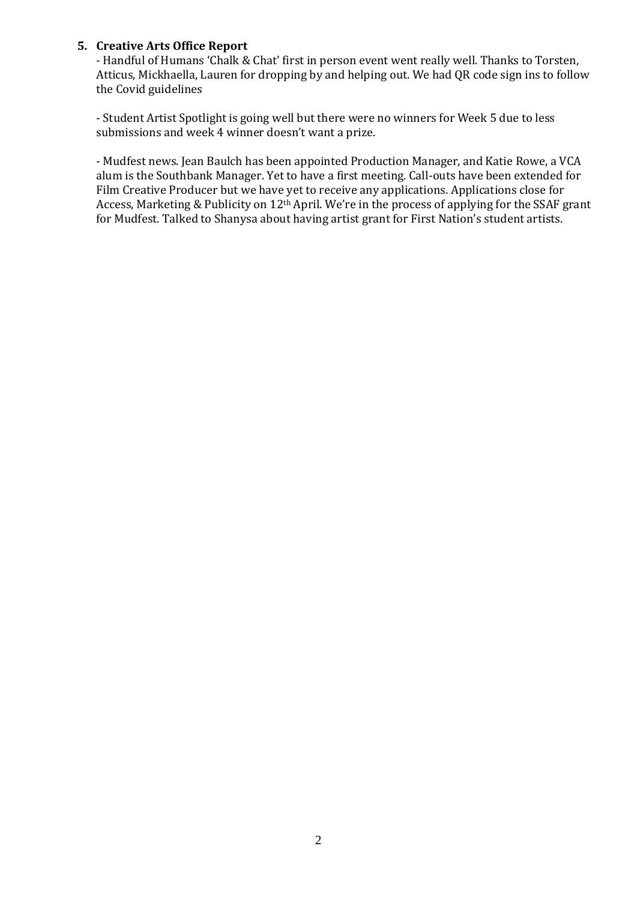5. **Creative Arts Office Report**

   - Handful of Humans 'Chalk & Chat' first in person event went really well. Thanks to Torsten, Atticus, Mickhaella, Lauren for dropping by and helping out. We had QR code sign ins to follow the Covid guidelines

   - Student Artist Spotlight is going well but there were no winners for Week 5 due to less submissions and week 4 winner doesn't want a prize.

   - Mudfest news. Jean Baulch has been appointed Production Manager, and Katie Rowe, a VCA alum is the Southbank Manager. Yet to have a first meeting. Call-outs have been extended for Film Creative Producer but we have yet to receive any applications. Applications close for Access, Marketing & Publicity on 12th April. We're in the process of applying for the SSAF grant for Mudfest. Talked to Shanysa about having artist grant for First Nation's student artists.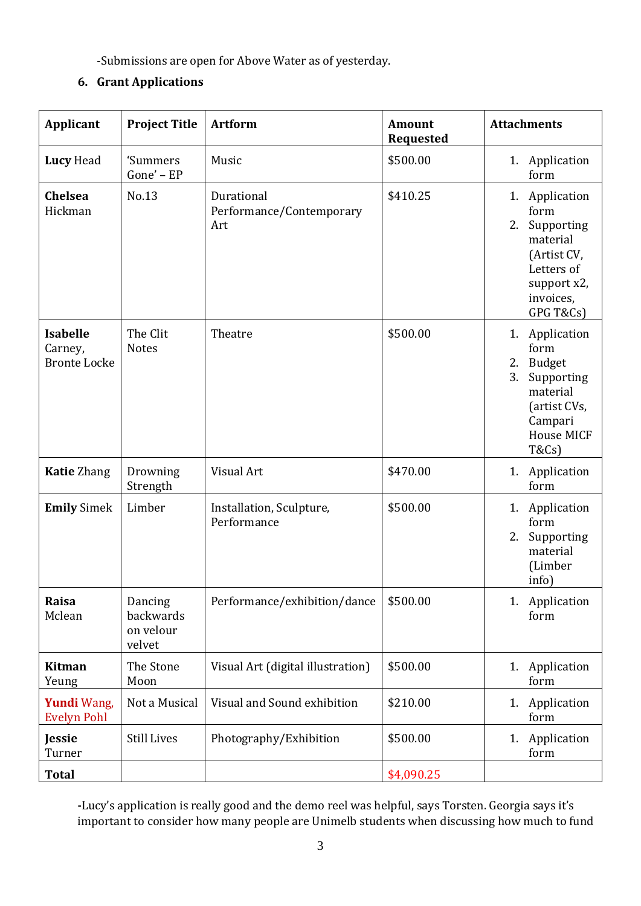-Submissions are open for Above Water as of yesterday.

6. **Grant Applications**

| Applicant | Project Title | Artform | Amount Requested | Attachments |
|---|---|---|---|---|
| **Lucy** Head | 'Summers Gone' – EP | Music | $500.00 | 1. Application form |
| **Chelsea** Hickman | No.13 | Durational Performance/Contemporary Art | $410.25 | 1. Application form 2. Supporting material (Artist CV, Letters of support x2, invoices, GPG T&Cs) |
| **Isabelle** Carney, Bronte Locke | The Clit Notes | Theatre | $500.00 | 1. Application form 2. Budget 3. Supporting material (artist CVs, Campari House MICF T&Cs) |
| **Katie** Zhang | Drowning Strength | Visual Art | $470.00 | 1. Application form |
| **Emily** Simek | Limber | Installation, Sculpture, Performance | $500.00 | 1. Application form 2. Supporting material (Limber info) |
| **Raisa** Mclean | Dancing backwards on velour velvet | Performance/exhibition/dance | $500.00 | 1. Application form |
| **Kitman** Yeung | The Stone Moon | Visual Art (digital illustration) | $500.00 | 1. Application form |
| **Yundi** Wang, Evelyn Pohl | Not a Musical | Visual and Sound exhibition | $210.00 | 1. Application form |
| **Jessie** Turner | Still Lives | Photography/Exhibition | $500.00 | 1. Application form |
| **Total** | | | $4,090.25 | |

**-**Lucy's application is really good and the demo reel was helpful, says Torsten. Georgia says it's important to consider how many people are Unimelb students when discussing how much to fund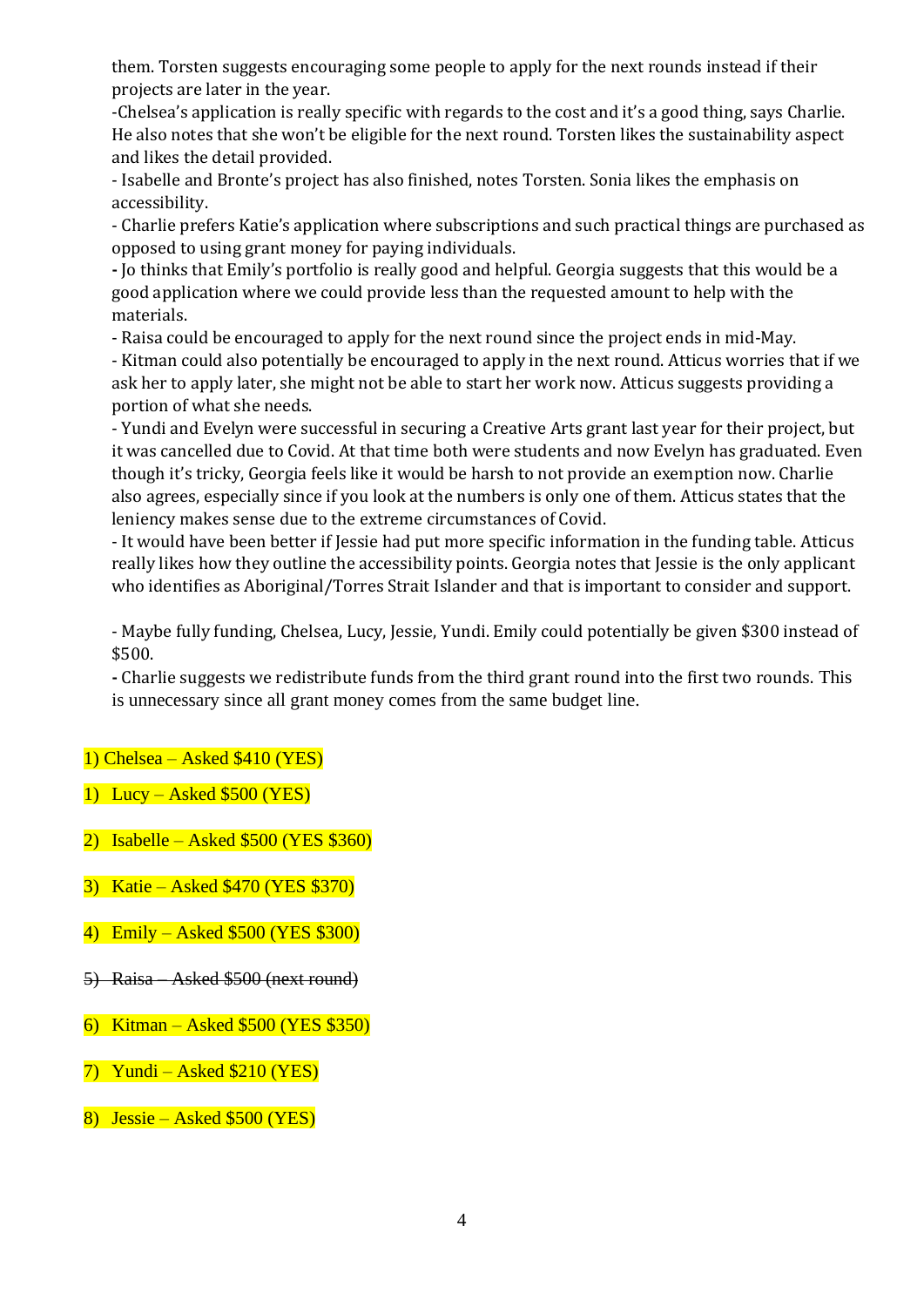them. Torsten suggests encouraging some people to apply for the next rounds instead if their projects are later in the year.

-Chelsea's application is really specific with regards to the cost and it's a good thing, says Charlie. He also notes that she won't be eligible for the next round. Torsten likes the sustainability aspect and likes the detail provided.

- Isabelle and Bronte's project has also finished, notes Torsten. Sonia likes the emphasis on accessibility.

- Charlie prefers Katie's application where subscriptions and such practical things are purchased as opposed to using grant money for paying individuals.

- Jo thinks that Emily's portfolio is really good and helpful. Georgia suggests that this would be a good application where we could provide less than the requested amount to help with the materials.

- Raisa could be encouraged to apply for the next round since the project ends in mid-May.

- Kitman could also potentially be encouraged to apply in the next round. Atticus worries that if we ask her to apply later, she might not be able to start her work now. Atticus suggests providing a portion of what she needs.

- Yundi and Evelyn were successful in securing a Creative Arts grant last year for their project, but it was cancelled due to Covid. At that time both were students and now Evelyn has graduated. Even though it's tricky, Georgia feels like it would be harsh to not provide an exemption now. Charlie also agrees, especially since if you look at the numbers is only one of them. Atticus states that the leniency makes sense due to the extreme circumstances of Covid.

- It would have been better if Jessie had put more specific information in the funding table. Atticus really likes how they outline the accessibility points. Georgia notes that Jessie is the only applicant who identifies as Aboriginal/Torres Strait Islander and that is important to consider and support.

- Maybe fully funding, Chelsea, Lucy, Jessie, Yundi. Emily could potentially be given $300 instead of $500.

- Charlie suggests we redistribute funds from the third grant round into the first two rounds. This is unnecessary since all grant money comes from the same budget line.

1) Chelsea – Asked $410 (YES)

1) Lucy – Asked $500 (YES)

2) Isabelle – Asked $500 (YES $360)

3) Katie – Asked $470 (YES $370)

4) Emily – Asked $500 (YES $300)

5) ~~Raisa – Asked $500 (next round)~~

6) Kitman – Asked $500 (YES $350)

7) Yundi – Asked $210 (YES)

8) Jessie – Asked $500 (YES)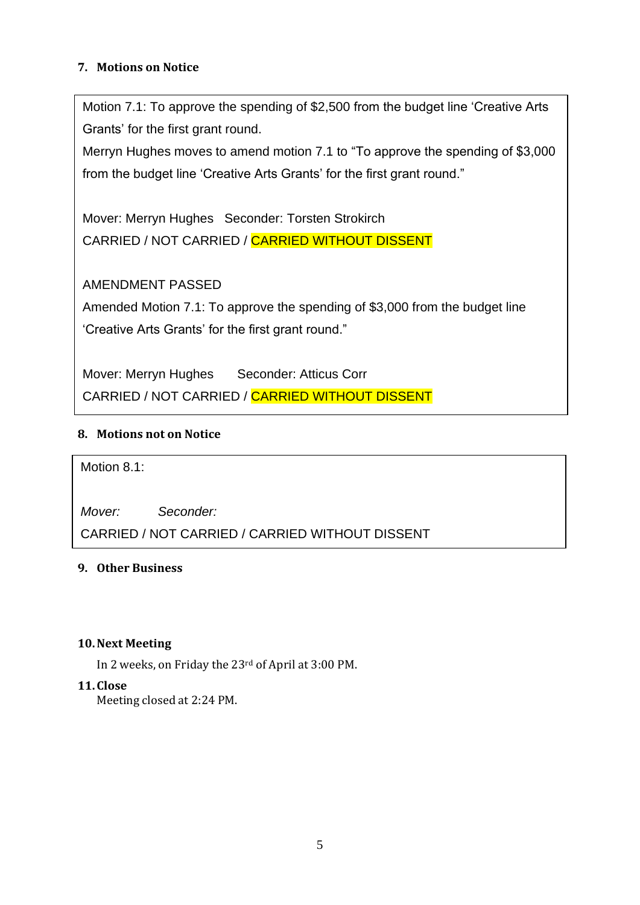## 7. Motions on Notice

Motion 7.1: To approve the spending of $2,500 from the budget line 'Creative Arts Grants' for the first grant round.
Merryn Hughes moves to amend motion 7.1 to "To approve the spending of $3,000 from the budget line 'Creative Arts Grants' for the first grant round."

Mover: Merryn Hughes  Seconder: Torsten Strokirch
CARRIED / NOT CARRIED / CARRIED WITHOUT DISSENT

AMENDMENT PASSED
Amended Motion 7.1: To approve the spending of $3,000 from the budget line 'Creative Arts Grants' for the first grant round."

Mover: Merryn Hughes  Seconder: Atticus Corr
CARRIED / NOT CARRIED / CARRIED WITHOUT DISSENT

## 8. Motions not on Notice

Motion 8.1:

*Mover:*  *Seconder:*
CARRIED / NOT CARRIED / CARRIED WITHOUT DISSENT

## 9. Other Business

## 10. Next Meeting

In 2 weeks, on Friday the 23rd of April at 3:00 PM.

## 11. Close

Meeting closed at 2:24 PM.